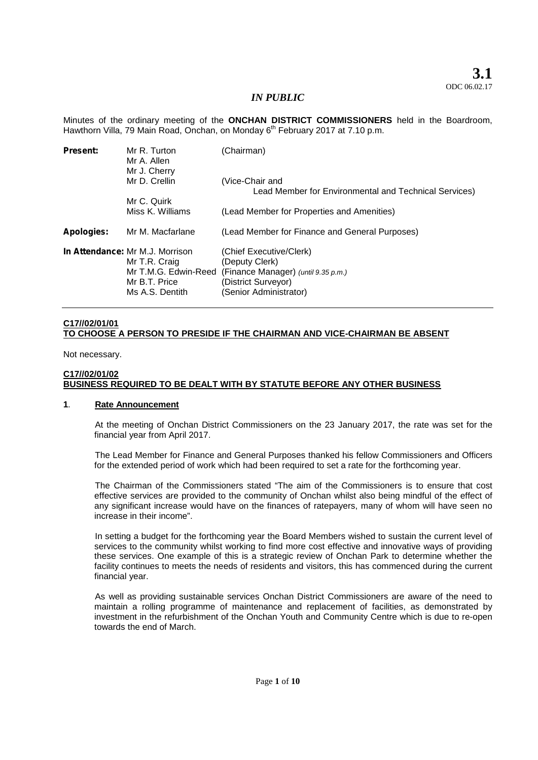**3.1**
ODC 06.02.17

*IN PUBLIC*

Minutes of the ordinary meeting of the **ONCHAN DISTRICT COMMISSIONERS** held in the Boardroom, Hawthorn Villa, 79 Main Road, Onchan, on Monday 6th February 2017 at 7.10 p.m.

| | | |
|---|---|---|
| **Present:** | Mr R. Turton | (Chairman) |
| | Mr A. Allen | |
| | Mr J. Cherry | |
| | Mr D. Crellin | (Vice-Chair and Lead Member for Environmental and Technical Services) |
| | Mr C. Quirk | |
| | Miss K. Williams | (Lead Member for Properties and Amenities) |
| **Apologies:** | Mr M. Macfarlane | (Lead Member for Finance and General Purposes) |
| **In Attendance:** | Mr M.J. Morrison | (Chief Executive/Clerk) |
| | Mr T.R. Craig | (Deputy Clerk) |
| | Mr T.M.G. Edwin-Reed | (Finance Manager) *(until 9.35 p.m.)* |
| | Mr B.T. Price | (District Surveyor) |
| | Ms A.S. Dentith | (Senior Administrator) |

**C17//02/01/01**
**TO CHOOSE A PERSON TO PRESIDE IF THE CHAIRMAN AND VICE-CHAIRMAN BE ABSENT**

Not necessary.

**C17//02/01/02**
**BUSINESS REQUIRED TO BE DEALT WITH BY STATUTE BEFORE ANY OTHER BUSINESS**

**1**. **Rate Announcement**

At the meeting of Onchan District Commissioners on the 23 January 2017, the rate was set for the financial year from April 2017.

The Lead Member for Finance and General Purposes thanked his fellow Commissioners and Officers for the extended period of work which had been required to set a rate for the forthcoming year.

The Chairman of the Commissioners stated "The aim of the Commissioners is to ensure that cost effective services are provided to the community of Onchan whilst also being mindful of the effect of any significant increase would have on the finances of ratepayers, many of whom will have seen no increase in their income".

In setting a budget for the forthcoming year the Board Members wished to sustain the current level of services to the community whilst working to find more cost effective and innovative ways of providing these services. One example of this is a strategic review of Onchan Park to determine whether the facility continues to meets the needs of residents and visitors, this has commenced during the current financial year.

As well as providing sustainable services Onchan District Commissioners are aware of the need to maintain a rolling programme of maintenance and replacement of facilities, as demonstrated by investment in the refurbishment of the Onchan Youth and Community Centre which is due to re-open towards the end of March.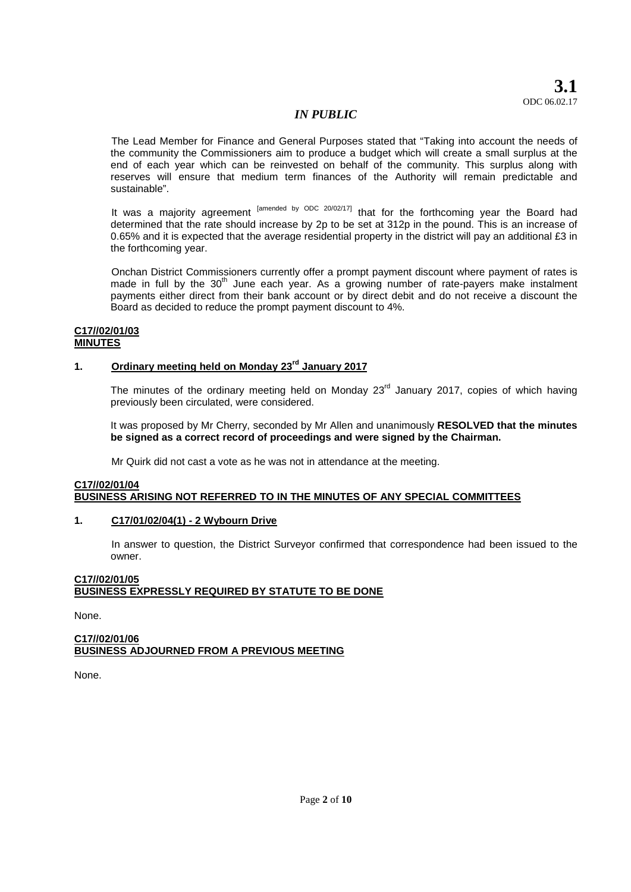*IN PUBLIC*

The Lead Member for Finance and General Purposes stated that "Taking into account the needs of the community the Commissioners aim to produce a budget which will create a small surplus at the end of each year which can be reinvested on behalf of the community. This surplus along with reserves will ensure that medium term finances of the Authority will remain predictable and sustainable".

It was a majority agreement [amended by ODC 20/02/17] that for the forthcoming year the Board had determined that the rate should increase by 2p to be set at 312p in the pound. This is an increase of 0.65% and it is expected that the average residential property in the district will pay an additional £3 in the forthcoming year.

Onchan District Commissioners currently offer a prompt payment discount where payment of rates is made in full by the 30th June each year. As a growing number of rate-payers make instalment payments either direct from their bank account or by direct debit and do not receive a discount the Board as decided to reduce the prompt payment discount to 4%.

**C17//02/01/03**
**MINUTES**

**1. Ordinary meeting held on Monday 23rd January 2017**

The minutes of the ordinary meeting held on Monday 23rd January 2017, copies of which having previously been circulated, were considered.

It was proposed by Mr Cherry, seconded by Mr Allen and unanimously **RESOLVED that the minutes be signed as a correct record of proceedings and were signed by the Chairman.**

Mr Quirk did not cast a vote as he was not in attendance at the meeting.

**C17//02/01/04**
**BUSINESS ARISING NOT REFERRED TO IN THE MINUTES OF ANY SPECIAL COMMITTEES**

**1. C17/01/02/04(1) - 2 Wybourn Drive**

In answer to question, the District Surveyor confirmed that correspondence had been issued to the owner.

**C17//02/01/05**
**BUSINESS EXPRESSLY REQUIRED BY STATUTE TO BE DONE**

None.

**C17//02/01/06**
**BUSINESS ADJOURNED FROM A PREVIOUS MEETING**

None.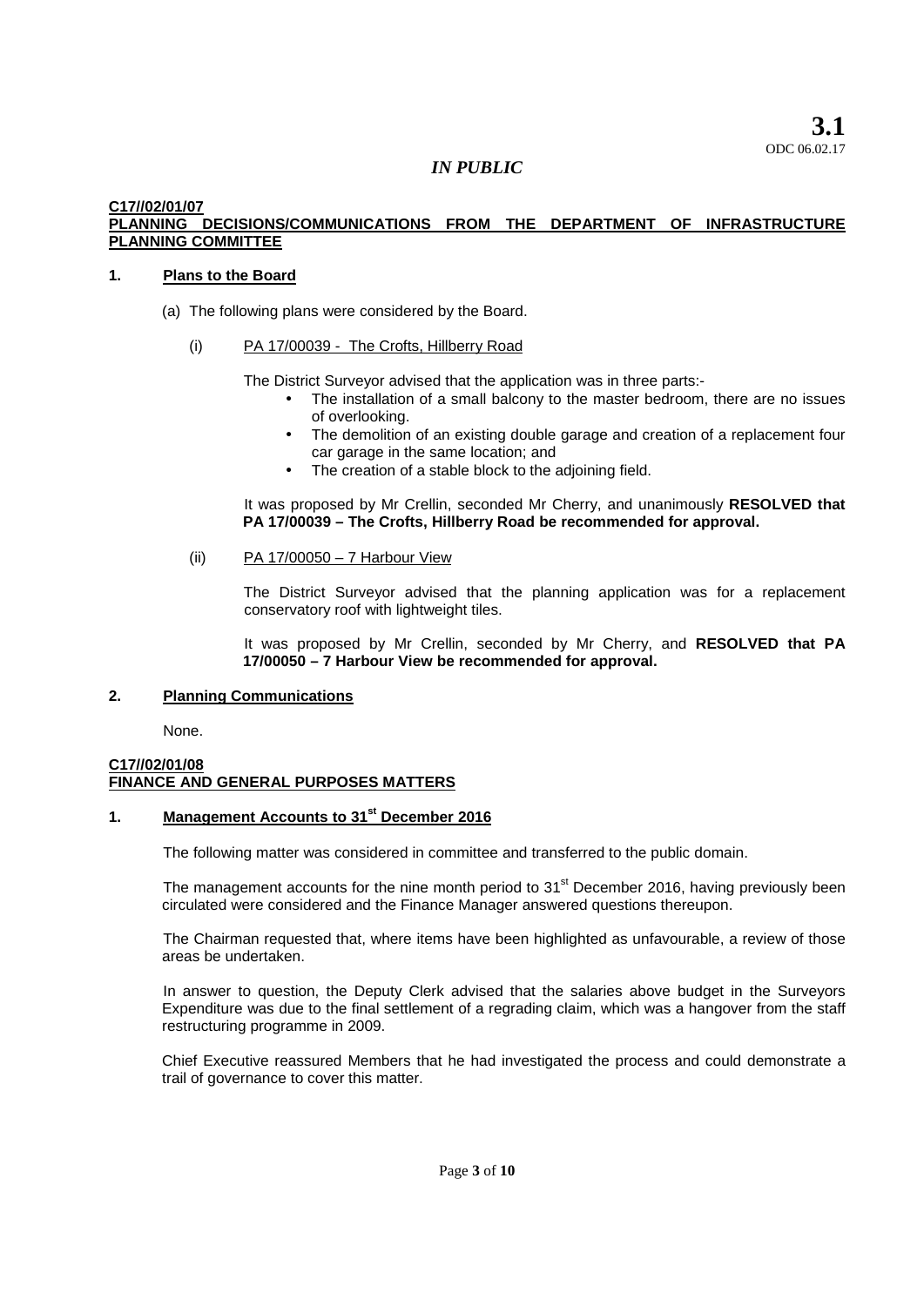**3.1**
ODC 06.02.17

*IN PUBLIC*

**C17//02/01/07**
**PLANNING DECISIONS/COMMUNICATIONS FROM THE DEPARTMENT OF INFRASTRUCTURE PLANNING COMMITTEE**

**1. Plans to the Board**

(a) The following plans were considered by the Board.

(i) PA 17/00039 - The Crofts, Hillberry Road

The District Surveyor advised that the application was in three parts:-

- The installation of a small balcony to the master bedroom, there are no issues of overlooking.
- The demolition of an existing double garage and creation of a replacement four car garage in the same location; and
- The creation of a stable block to the adjoining field.

It was proposed by Mr Crellin, seconded Mr Cherry, and unanimously **RESOLVED that PA 17/00039 – The Crofts, Hillberry Road be recommended for approval.**

(ii) PA 17/00050 – 7 Harbour View

The District Surveyor advised that the planning application was for a replacement conservatory roof with lightweight tiles.

It was proposed by Mr Crellin, seconded by Mr Cherry, and **RESOLVED that PA 17/00050 – 7 Harbour View be recommended for approval.**

**2. Planning Communications**

None.

**C17//02/01/08**
**FINANCE AND GENERAL PURPOSES MATTERS**

**1. Management Accounts to 31st December 2016**

The following matter was considered in committee and transferred to the public domain.

The management accounts for the nine month period to 31st December 2016, having previously been circulated were considered and the Finance Manager answered questions thereupon.

The Chairman requested that, where items have been highlighted as unfavourable, a review of those areas be undertaken.

In answer to question, the Deputy Clerk advised that the salaries above budget in the Surveyors Expenditure was due to the final settlement of a regrading claim, which was a hangover from the staff restructuring programme in 2009.

Chief Executive reassured Members that he had investigated the process and could demonstrate a trail of governance to cover this matter.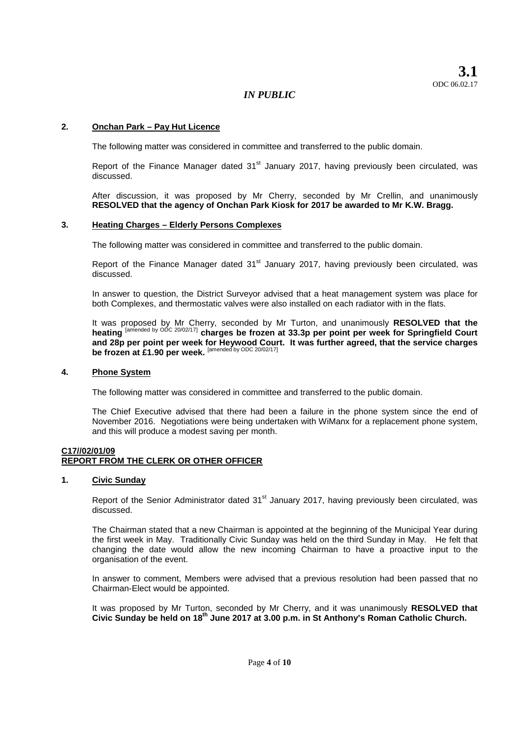**3.1**
ODC 06.02.17

*IN PUBLIC*

**2. Onchan Park – Pay Hut Licence**

The following matter was considered in committee and transferred to the public domain.

Report of the Finance Manager dated 31st January 2017, having previously been circulated, was discussed.

After discussion, it was proposed by Mr Cherry, seconded by Mr Crellin, and unanimously **RESOLVED that the agency of Onchan Park Kiosk for 2017 be awarded to Mr K.W. Bragg.**

**3. Heating Charges – Elderly Persons Complexes**

The following matter was considered in committee and transferred to the public domain.

Report of the Finance Manager dated 31st January 2017, having previously been circulated, was discussed.

In answer to question, the District Surveyor advised that a heat management system was place for both Complexes, and thermostatic valves were also installed on each radiator with in the flats.

It was proposed by Mr Cherry, seconded by Mr Turton, and unanimously **RESOLVED that the heating** [amended by ODC 20/02/17] **charges be frozen at 33.3p per point per week for Springfield Court and 28p per point per week for Heywood Court. It was further agreed, that the service charges be frozen at £1.90 per week.** [amended by ODC 20/02/17]

**4. Phone System**

The following matter was considered in committee and transferred to the public domain.

The Chief Executive advised that there had been a failure in the phone system since the end of November 2016. Negotiations were being undertaken with WiManx for a replacement phone system, and this will produce a modest saving per month.

**C17//02/01/09**
**REPORT FROM THE CLERK OR OTHER OFFICER**

**1. Civic Sunday**

Report of the Senior Administrator dated 31st January 2017, having previously been circulated, was discussed.

The Chairman stated that a new Chairman is appointed at the beginning of the Municipal Year during the first week in May. Traditionally Civic Sunday was held on the third Sunday in May. He felt that changing the date would allow the new incoming Chairman to have a proactive input to the organisation of the event.

In answer to comment, Members were advised that a previous resolution had been passed that no Chairman-Elect would be appointed.

It was proposed by Mr Turton, seconded by Mr Cherry, and it was unanimously **RESOLVED that Civic Sunday be held on 18th June 2017 at 3.00 p.m. in St Anthony's Roman Catholic Church.**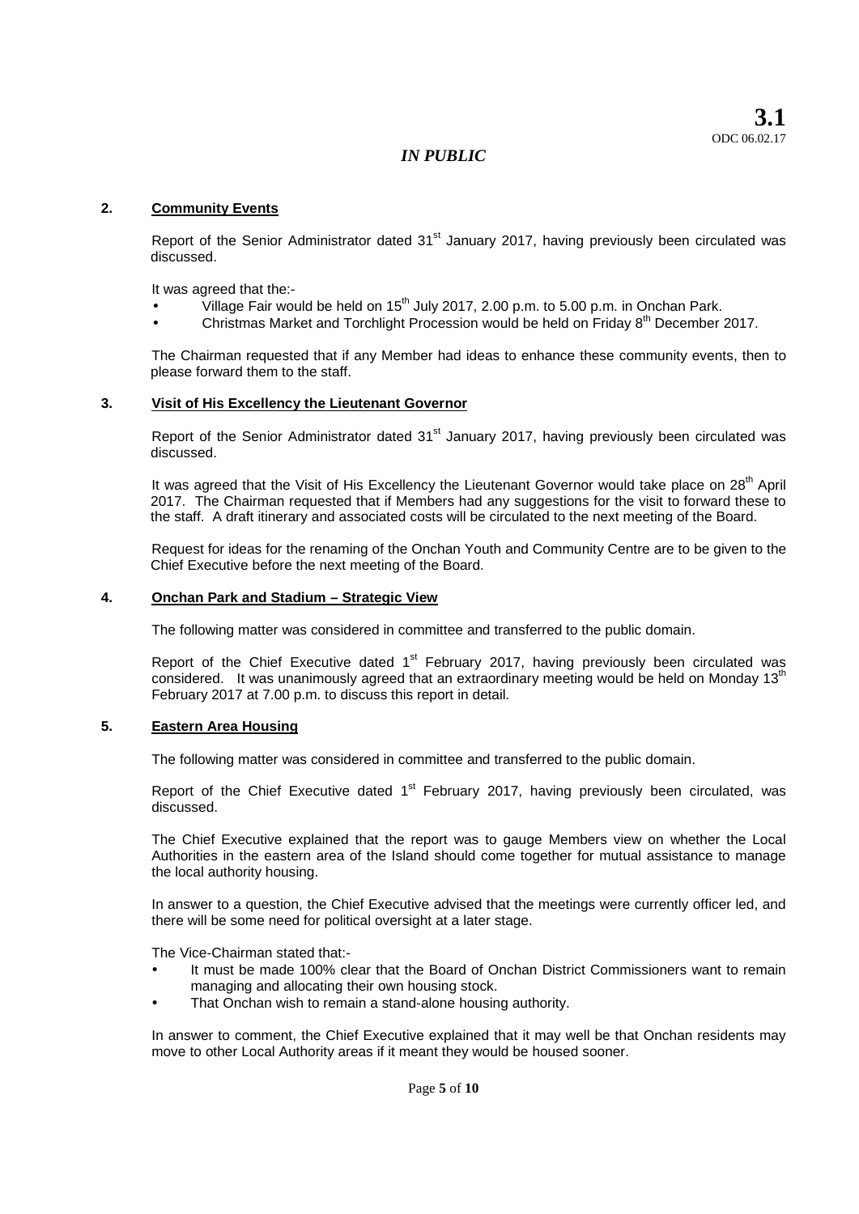**3.1**
ODC 06.02.17

*IN PUBLIC*

**2. Community Events**

Report of the Senior Administrator dated 31st January 2017, having previously been circulated was discussed.

It was agreed that the:-

- Village Fair would be held on 15th July 2017, 2.00 p.m. to 5.00 p.m. in Onchan Park.
- Christmas Market and Torchlight Procession would be held on Friday 8th December 2017.

The Chairman requested that if any Member had ideas to enhance these community events, then to please forward them to the staff.

**3. Visit of His Excellency the Lieutenant Governor**

Report of the Senior Administrator dated 31st January 2017, having previously been circulated was discussed.

It was agreed that the Visit of His Excellency the Lieutenant Governor would take place on 28th April 2017. The Chairman requested that if Members had any suggestions for the visit to forward these to the staff. A draft itinerary and associated costs will be circulated to the next meeting of the Board.

Request for ideas for the renaming of the Onchan Youth and Community Centre are to be given to the Chief Executive before the next meeting of the Board.

**4. Onchan Park and Stadium – Strategic View**

The following matter was considered in committee and transferred to the public domain.

Report of the Chief Executive dated 1st February 2017, having previously been circulated was considered. It was unanimously agreed that an extraordinary meeting would be held on Monday 13th February 2017 at 7.00 p.m. to discuss this report in detail.

**5. Eastern Area Housing**

The following matter was considered in committee and transferred to the public domain.

Report of the Chief Executive dated 1st February 2017, having previously been circulated, was discussed.

The Chief Executive explained that the report was to gauge Members view on whether the Local Authorities in the eastern area of the Island should come together for mutual assistance to manage the local authority housing.

In answer to a question, the Chief Executive advised that the meetings were currently officer led, and there will be some need for political oversight at a later stage.

The Vice-Chairman stated that:-

- It must be made 100% clear that the Board of Onchan District Commissioners want to remain managing and allocating their own housing stock.
- That Onchan wish to remain a stand-alone housing authority.

In answer to comment, the Chief Executive explained that it may well be that Onchan residents may move to other Local Authority areas if it meant they would be housed sooner.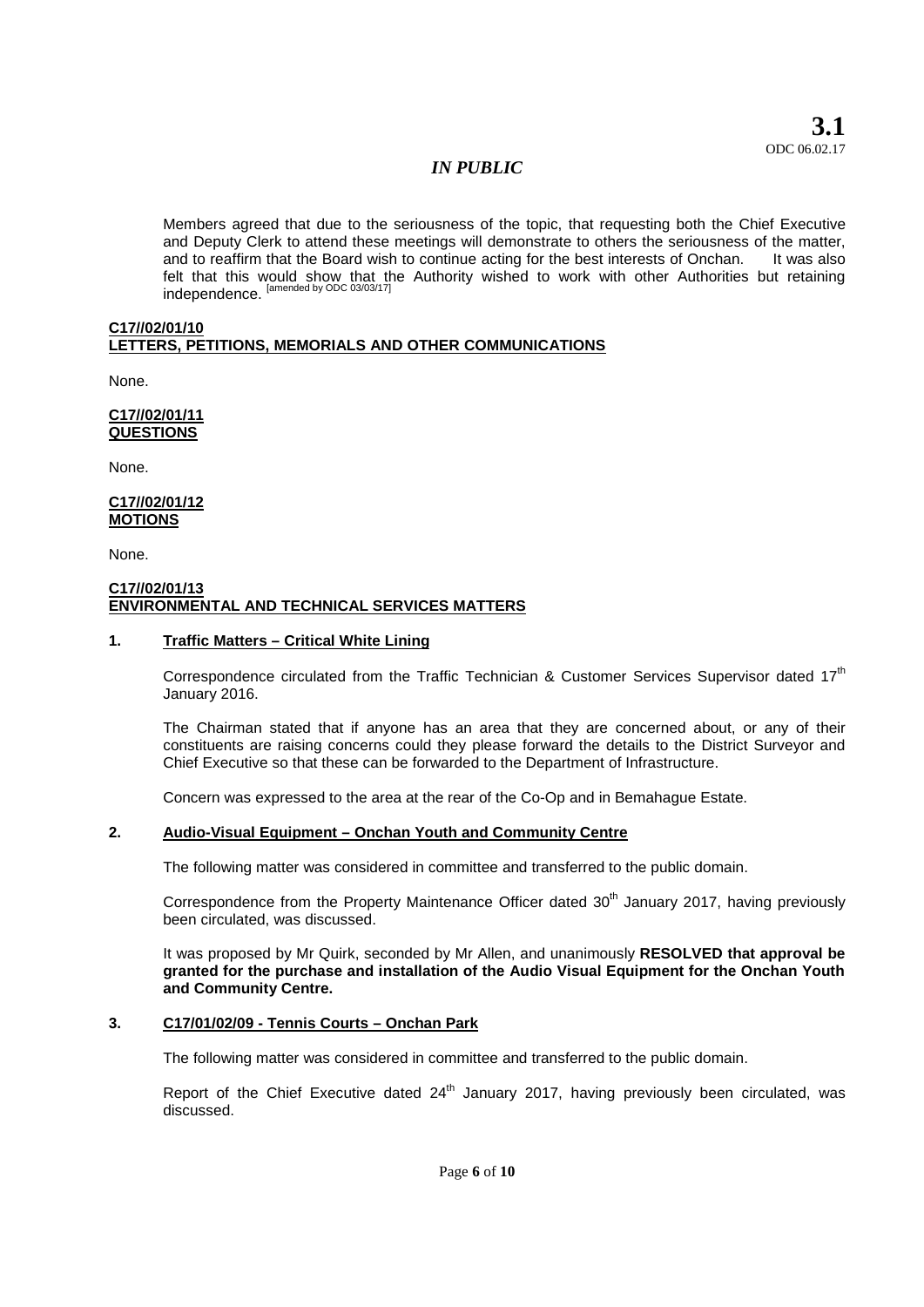**3.1**
ODC 06.02.17

*IN PUBLIC*

Members agreed that due to the seriousness of the topic, that requesting both the Chief Executive and Deputy Clerk to attend these meetings will demonstrate to others the seriousness of the matter, and to reaffirm that the Board wish to continue acting for the best interests of Onchan. It was also felt that this would show that the Authority wished to work with other Authorities but retaining independence. [amended by ODC 03/03/17]

**C17//02/01/10**
**LETTERS, PETITIONS, MEMORIALS AND OTHER COMMUNICATIONS**

None.

**C17//02/01/11**
**QUESTIONS**

None.

**C17//02/01/12**
**MOTIONS**

None.

**C17//02/01/13**
**ENVIRONMENTAL AND TECHNICAL SERVICES MATTERS**

**1. Traffic Matters – Critical White Lining**

Correspondence circulated from the Traffic Technician & Customer Services Supervisor dated 17th January 2016.

The Chairman stated that if anyone has an area that they are concerned about, or any of their constituents are raising concerns could they please forward the details to the District Surveyor and Chief Executive so that these can be forwarded to the Department of Infrastructure.

Concern was expressed to the area at the rear of the Co-Op and in Bemahague Estate.

**2. Audio-Visual Equipment – Onchan Youth and Community Centre**

The following matter was considered in committee and transferred to the public domain.

Correspondence from the Property Maintenance Officer dated 30th January 2017, having previously been circulated, was discussed.

It was proposed by Mr Quirk, seconded by Mr Allen, and unanimously **RESOLVED that approval be granted for the purchase and installation of the Audio Visual Equipment for the Onchan Youth and Community Centre.**

**3. C17/01/02/09 - Tennis Courts – Onchan Park**

The following matter was considered in committee and transferred to the public domain.

Report of the Chief Executive dated 24th January 2017, having previously been circulated, was discussed.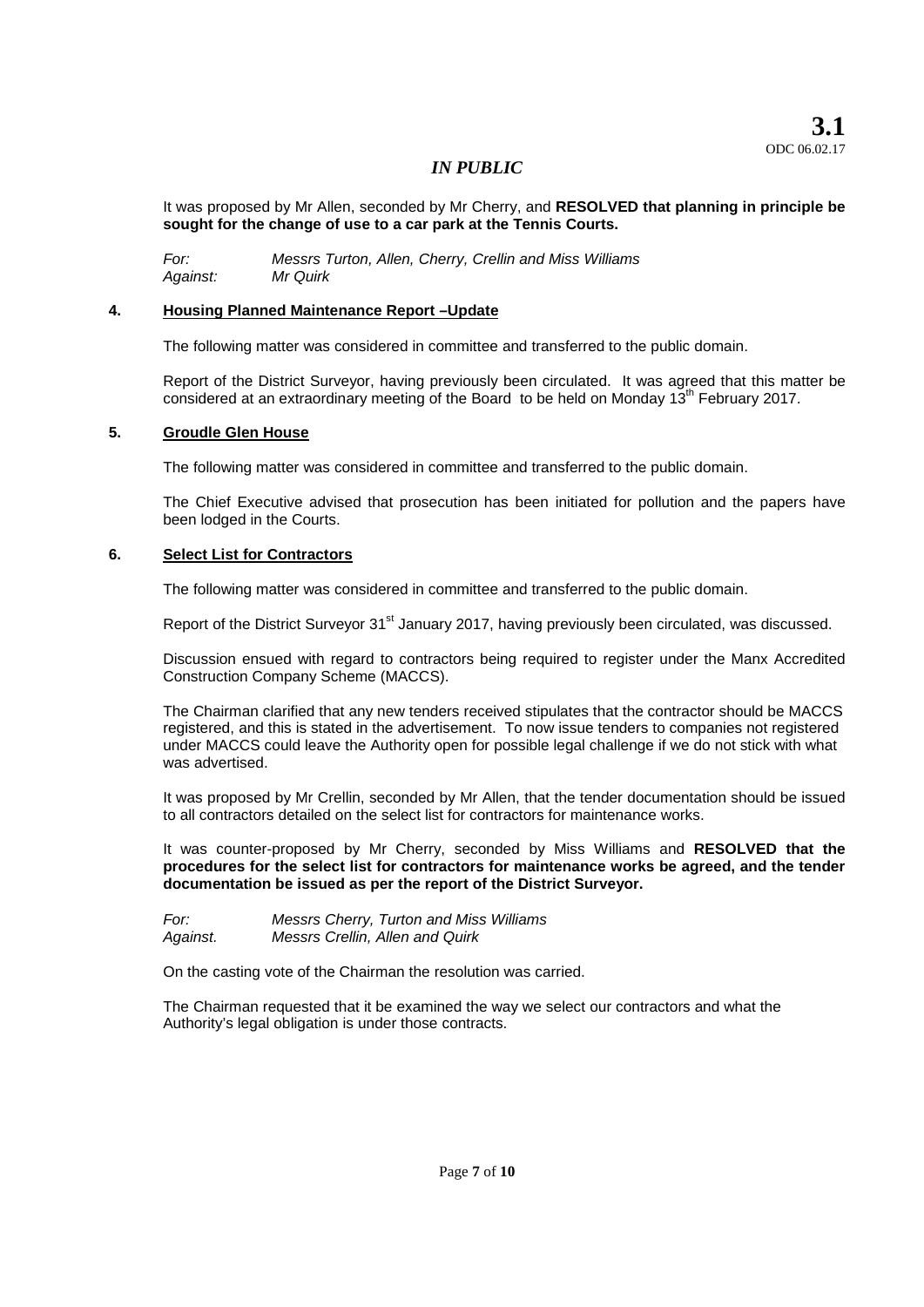*IN PUBLIC*

It was proposed by Mr Allen, seconded by Mr Cherry, and **RESOLVED that planning in principle be sought for the change of use to a car park at the Tennis Courts.**

*For:* *Messrs Turton, Allen, Cherry, Crellin and Miss Williams*
*Against:* *Mr Quirk*

## 4. Housing Planned Maintenance Report –Update

The following matter was considered in committee and transferred to the public domain.

Report of the District Surveyor, having previously been circulated. It was agreed that this matter be considered at an extraordinary meeting of the Board to be held on Monday 13th February 2017.

## 5. Groudle Glen House

The following matter was considered in committee and transferred to the public domain.

The Chief Executive advised that prosecution has been initiated for pollution and the papers have been lodged in the Courts.

## 6. Select List for Contractors

The following matter was considered in committee and transferred to the public domain.

Report of the District Surveyor 31st January 2017, having previously been circulated, was discussed.

Discussion ensued with regard to contractors being required to register under the Manx Accredited Construction Company Scheme (MACCS).

The Chairman clarified that any new tenders received stipulates that the contractor should be MACCS registered, and this is stated in the advertisement. To now issue tenders to companies not registered under MACCS could leave the Authority open for possible legal challenge if we do not stick with what was advertised.

It was proposed by Mr Crellin, seconded by Mr Allen, that the tender documentation should be issued to all contractors detailed on the select list for contractors for maintenance works.

It was counter-proposed by Mr Cherry, seconded by Miss Williams and **RESOLVED that the procedures for the select list for contractors for maintenance works be agreed, and the tender documentation be issued as per the report of the District Surveyor.**

*For:* *Messrs Cherry, Turton and Miss Williams*
*Against.* *Messrs Crellin, Allen and Quirk*

On the casting vote of the Chairman the resolution was carried.

The Chairman requested that it be examined the way we select our contractors and what the Authority's legal obligation is under those contracts.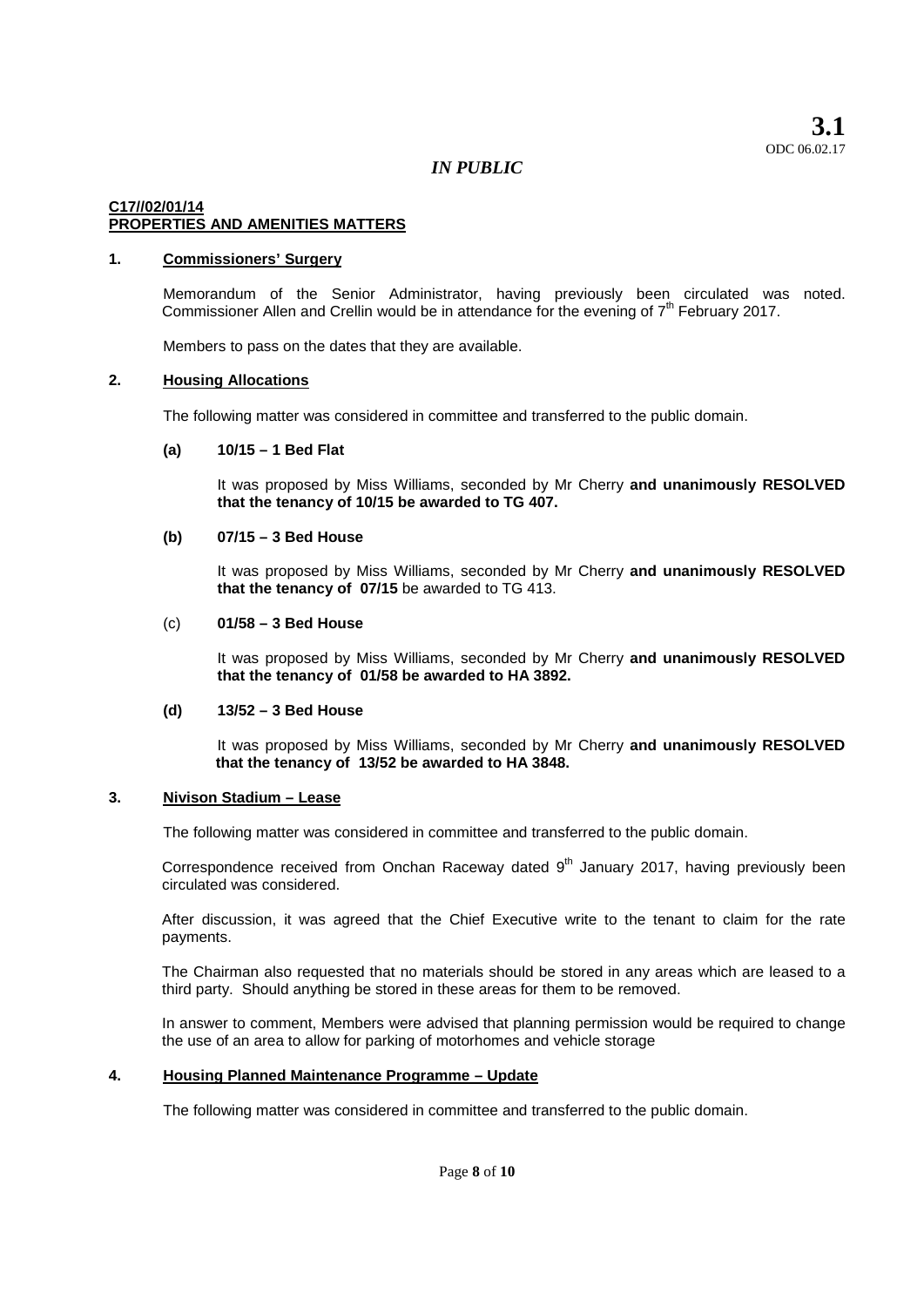**3.1**
ODC 06.02.17

*IN PUBLIC*

**C17//02/01/14**
**PROPERTIES AND AMENITIES MATTERS**

**1. Commissioners' Surgery**

Memorandum of the Senior Administrator, having previously been circulated was noted. Commissioner Allen and Crellin would be in attendance for the evening of 7th February 2017.

Members to pass on the dates that they are available.

**2. Housing Allocations**

The following matter was considered in committee and transferred to the public domain.

**(a) 10/15 – 1 Bed Flat**

It was proposed by Miss Williams, seconded by Mr Cherry **and unanimously RESOLVED that the tenancy of 10/15 be awarded to TG 407.**

**(b) 07/15 – 3 Bed House**

It was proposed by Miss Williams, seconded by Mr Cherry **and unanimously RESOLVED that the tenancy of 07/15** be awarded to TG 413.

(c) **01/58 – 3 Bed House**

It was proposed by Miss Williams, seconded by Mr Cherry **and unanimously RESOLVED that the tenancy of 01/58 be awarded to HA 3892.**

**(d) 13/52 – 3 Bed House**

It was proposed by Miss Williams, seconded by Mr Cherry **and unanimously RESOLVED that the tenancy of 13/52 be awarded to HA 3848.**

**3. Nivison Stadium – Lease**

The following matter was considered in committee and transferred to the public domain.

Correspondence received from Onchan Raceway dated 9th January 2017, having previously been circulated was considered.

After discussion, it was agreed that the Chief Executive write to the tenant to claim for the rate payments.

The Chairman also requested that no materials should be stored in any areas which are leased to a third party. Should anything be stored in these areas for them to be removed.

In answer to comment, Members were advised that planning permission would be required to change the use of an area to allow for parking of motorhomes and vehicle storage

**4. Housing Planned Maintenance Programme – Update**

The following matter was considered in committee and transferred to the public domain.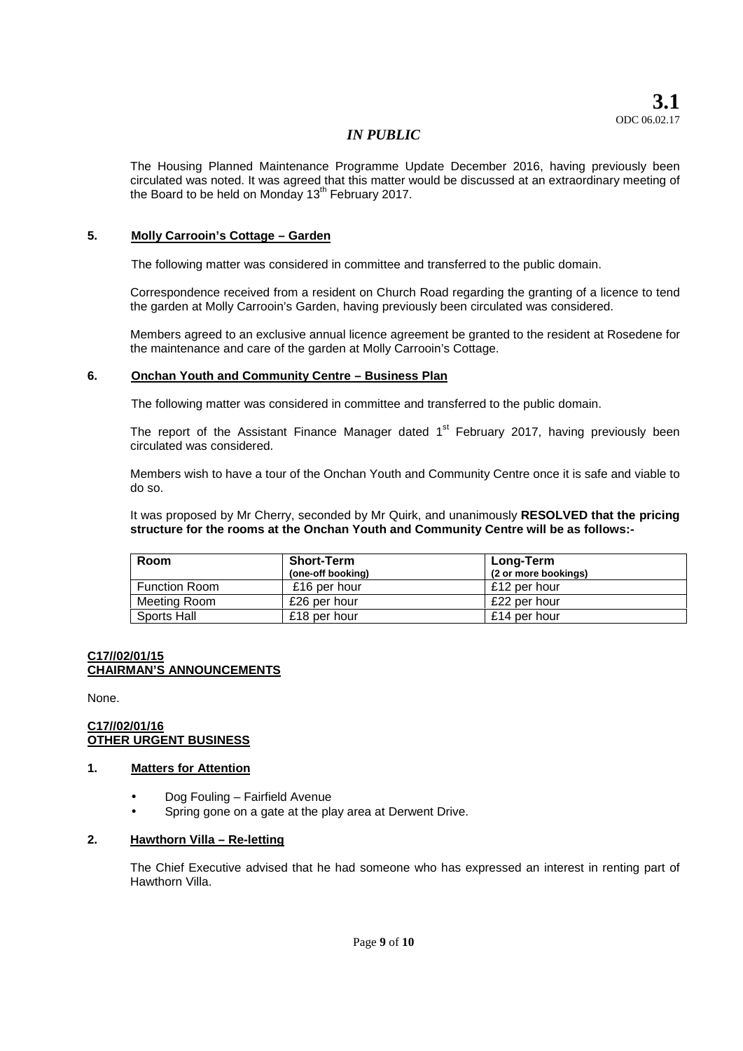**3.1**
ODC 06.02.17

*IN PUBLIC*

The Housing Planned Maintenance Programme Update December 2016, having previously been circulated was noted. It was agreed that this matter would be discussed at an extraordinary meeting of the Board to be held on Monday 13th February 2017.

**5. Molly Carrooin's Cottage – Garden**

The following matter was considered in committee and transferred to the public domain.

Correspondence received from a resident on Church Road regarding the granting of a licence to tend the garden at Molly Carrooin's Garden, having previously been circulated was considered.

Members agreed to an exclusive annual licence agreement be granted to the resident at Rosedene for the maintenance and care of the garden at Molly Carrooin's Cottage.

**6. Onchan Youth and Community Centre – Business Plan**

The following matter was considered in committee and transferred to the public domain.

The report of the Assistant Finance Manager dated 1st February 2017, having previously been circulated was considered.

Members wish to have a tour of the Onchan Youth and Community Centre once it is safe and viable to do so.

It was proposed by Mr Cherry, seconded by Mr Quirk, and unanimously **RESOLVED that the pricing structure for the rooms at the Onchan Youth and Community Centre will be as follows:-**

| Room | Short-Term (one-off booking) | Long-Term (2 or more bookings) |
|---|---|---|
| Function Room | £16 per hour | £12 per hour |
| Meeting Room | £26 per hour | £22 per hour |
| Sports Hall | £18 per hour | £14 per hour |

**C17//02/01/15**
**CHAIRMAN'S ANNOUNCEMENTS**

None.

**C17//02/01/16**
**OTHER URGENT BUSINESS**

**1. Matters for Attention**

- Dog Fouling – Fairfield Avenue
- Spring gone on a gate at the play area at Derwent Drive.

**2. Hawthorn Villa – Re-letting**

The Chief Executive advised that he had someone who has expressed an interest in renting part of Hawthorn Villa.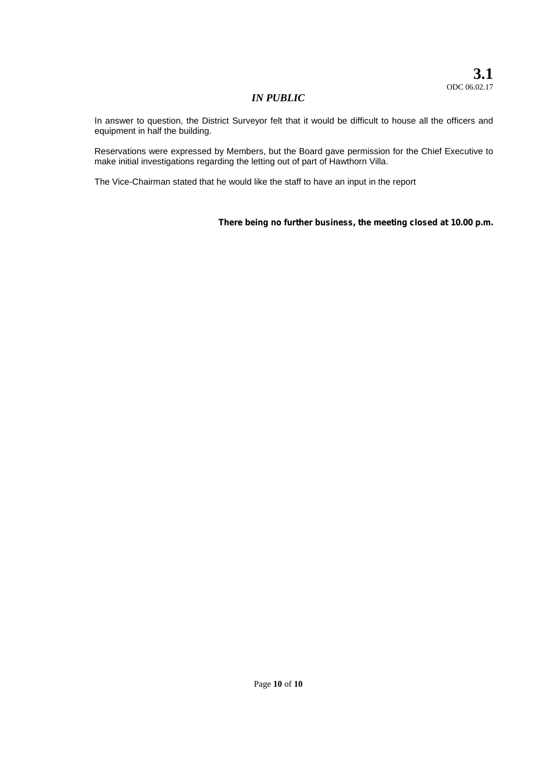**3.1**
ODC 06.02.17

*IN PUBLIC*

In answer to question, the District Surveyor felt that it would be difficult to house all the officers and equipment in half the building.

Reservations were expressed by Members, but the Board gave permission for the Chief Executive to make initial investigations regarding the letting out of part of Hawthorn Villa.

The Vice-Chairman stated that he would like the staff to have an input in the report

**There being no further business, the meeting closed at 10.00 p.m.**